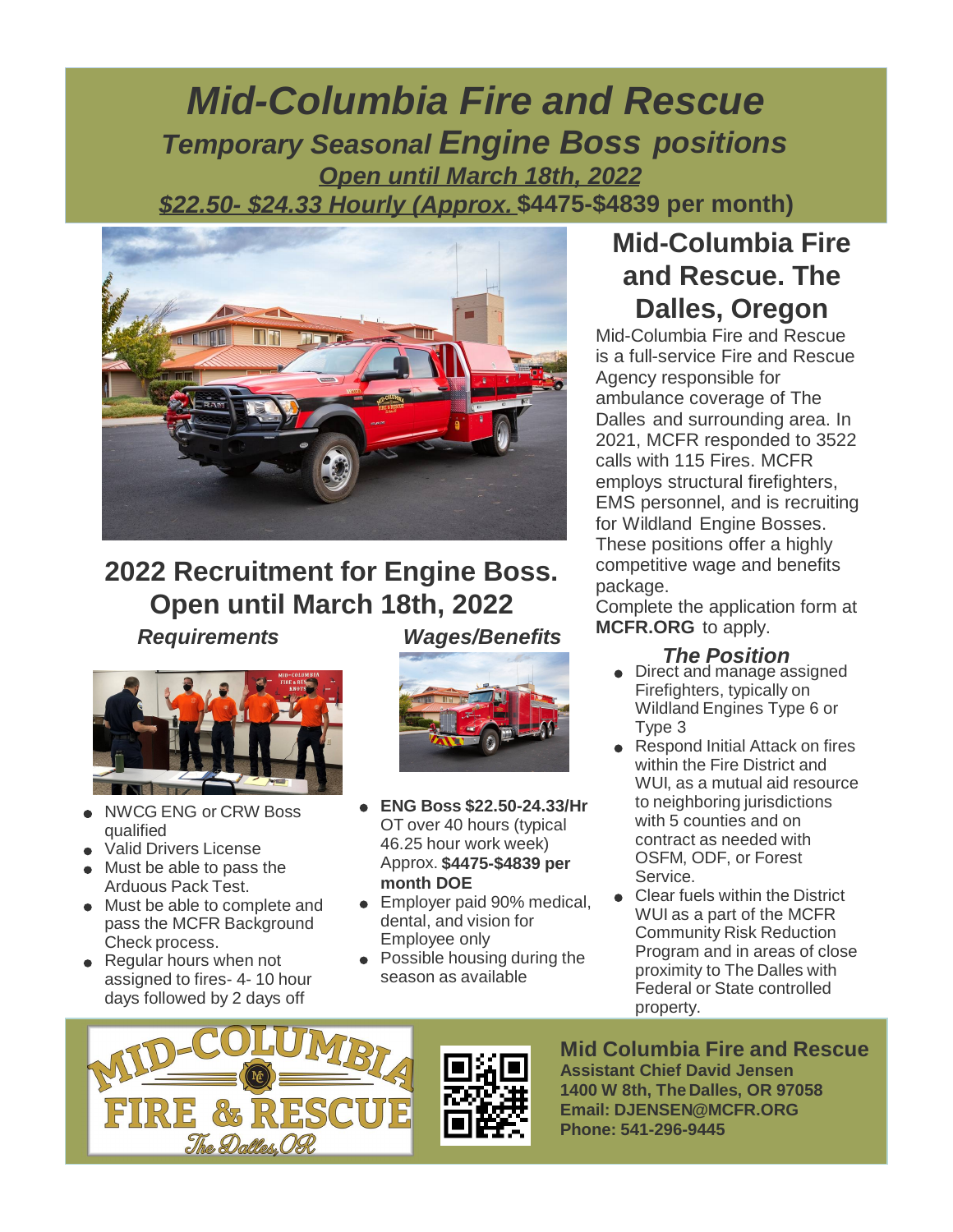# *Mid-Columbia Fire and Rescue*

## *Temporary Seasonal Engine Boss positions*

***Open until March 18th, 2022***

***$22.50- $24.33 Hourly (Approx.* $4475-$4839 per month)**

## 2022 Recruitment for Engine Boss. Open until March 18th, 2022

### *Requirements*

- NWCG ENG or CRW Boss qualified
- Valid Drivers License
- Must be able to pass the Arduous Pack Test.
- Must be able to complete and pass the MCFR Background Check process.
- Regular hours when not assigned to fires- 4- 10 hour days followed by 2 days off

### *Wages/Benefits*

- **ENG Boss $22.50-24.33/Hr** OT over 40 hours (typical 46.25 hour work week) Approx. **$4475-$4839 per month DOE**
- Employer paid 90% medical, dental, and vision for Employee only
- Possible housing during the season as available

## Mid-Columbia Fire and Rescue. The Dalles, Oregon

Mid-Columbia Fire and Rescue is a full-service Fire and Rescue Agency responsible for ambulance coverage of The Dalles and surrounding area. In 2021, MCFR responded to 3522 calls with 115 Fires. MCFR employs structural firefighters, EMS personnel, and is recruiting for Wildland Engine Bosses. These positions offer a highly competitive wage and benefits package.

Complete the application form at **MCFR.ORG** to apply.

### *The Position*

- Direct and manage assigned Firefighters, typically on Wildland Engines Type 6 or Type 3
- Respond Initial Attack on fires within the Fire District and WUI, as a mutual aid resource to neighboring jurisdictions with 5 counties and on contract as needed with OSFM, ODF, or Forest Service.
- Clear fuels within the District WUI as a part of the MCFR Community Risk Reduction Program and in areas of close proximity to The Dalles with Federal or State controlled property.

**Mid Columbia Fire and Rescue**
**Assistant Chief David Jensen**
**1400 W 8th, The Dalles, OR 97058**
**Email: DJENSEN@MCFR.ORG**
**Phone: 541-296-9445**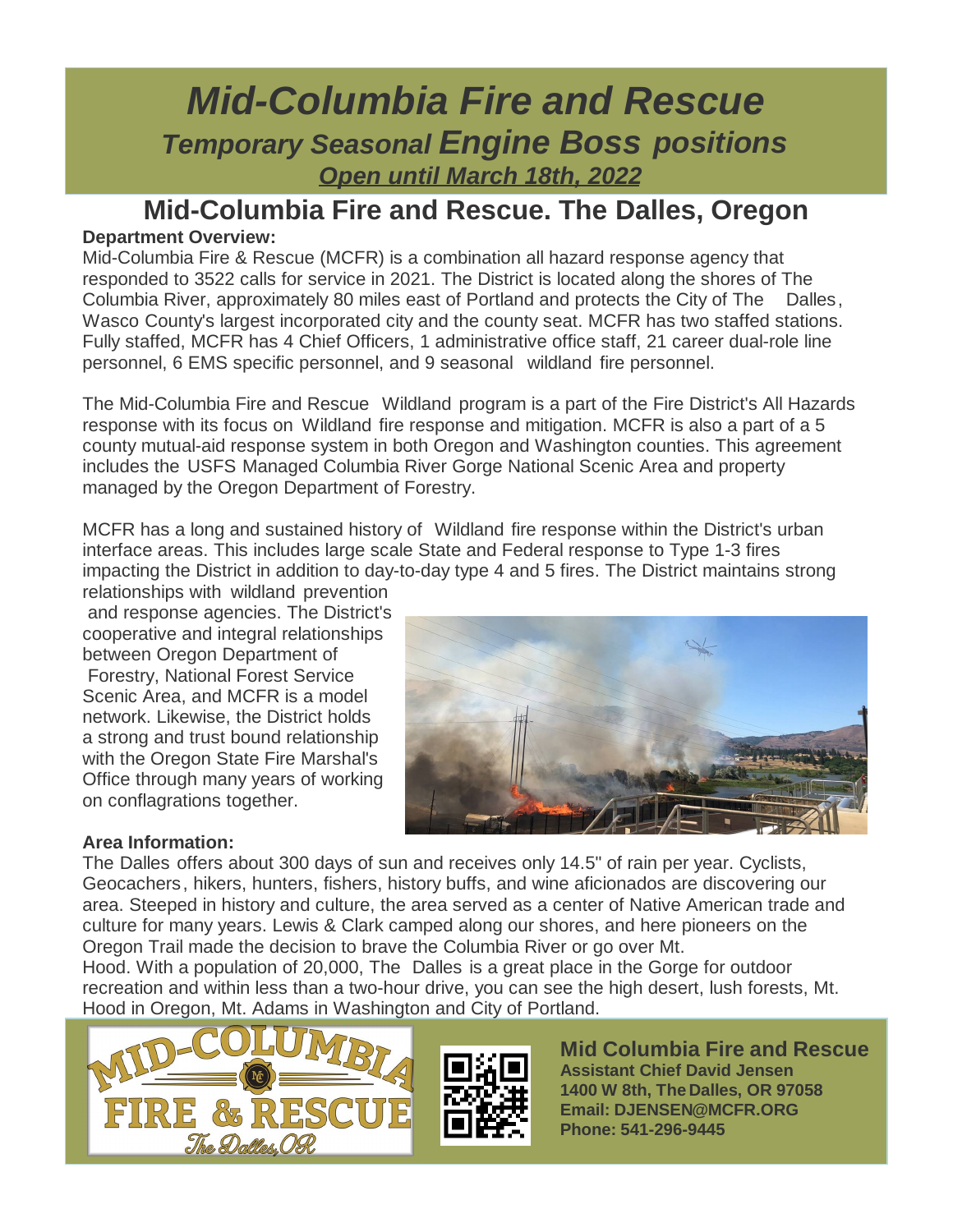# *Mid-Columbia Fire and Rescue*

## *Temporary Seasonal Engine Boss positions*

***Open until March 18th, 2022***

## Mid-Columbia Fire and Rescue. The Dalles, Oregon

**Department Overview:**

Mid-Columbia Fire & Rescue (MCFR) is a combination all hazard response agency that responded to 3522 calls for service in 2021. The District is located along the shores of The Columbia River, approximately 80 miles east of Portland and protects the City of The Dalles, Wasco County's largest incorporated city and the county seat. MCFR has two staffed stations. Fully staffed, MCFR has 4 Chief Officers, 1 administrative office staff, 21 career dual-role line personnel, 6 EMS specific personnel, and 9 seasonal wildland fire personnel.

The Mid-Columbia Fire and Rescue Wildland program is a part of the Fire District's All Hazards response with its focus on Wildland fire response and mitigation. MCFR is also a part of a 5 county mutual-aid response system in both Oregon and Washington counties. This agreement includes the USFS Managed Columbia River Gorge National Scenic Area and property managed by the Oregon Department of Forestry.

MCFR has a long and sustained history of Wildland fire response within the District's urban interface areas. This includes large scale State and Federal response to Type 1-3 fires impacting the District in addition to day-to-day type 4 and 5 fires. The District maintains strong relationships with wildland prevention and response agencies. The District's cooperative and integral relationships between Oregon Department of Forestry, National Forest Service Scenic Area, and MCFR is a model network. Likewise, the District holds a strong and trust bound relationship with the Oregon State Fire Marshal's Office through many years of working on conflagrations together.

**Area Information:**

The Dalles offers about 300 days of sun and receives only 14.5" of rain per year. Cyclists, Geocachers, hikers, hunters, fishers, history buffs, and wine aficionados are discovering our area. Steeped in history and culture, the area served as a center of Native American trade and culture for many years. Lewis & Clark camped along our shores, and here pioneers on the Oregon Trail made the decision to brave the Columbia River or go over Mt. Hood. With a population of 20,000, The Dalles is a great place in the Gorge for outdoor recreation and within less than a two-hour drive, you can see the high desert, lush forests, Mt. Hood in Oregon, Mt. Adams in Washington and City of Portland.

**Mid Columbia Fire and Rescue**
**Assistant Chief David Jensen**
**1400 W 8th, The Dalles, OR 97058**
**Email: DJENSEN@MCFR.ORG**
**Phone: 541-296-9445**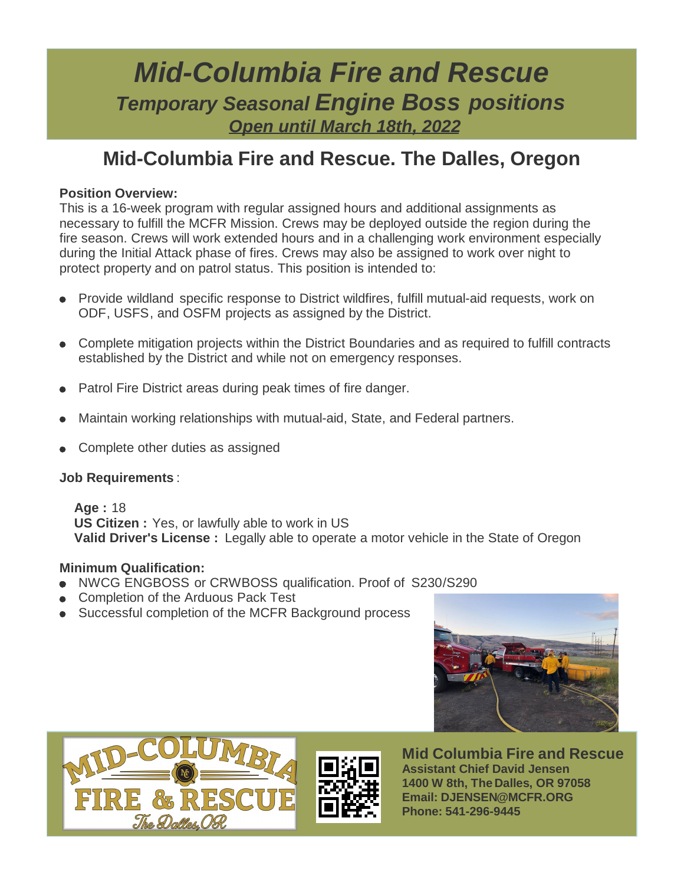# *Mid-Columbia Fire and Rescue*

## *Temporary Seasonal Engine Boss positions*

***Open until March 18th, 2022***

## Mid-Columbia Fire and Rescue. The Dalles, Oregon

**Position Overview:**
This is a 16-week program with regular assigned hours and additional assignments as necessary to fulfill the MCFR Mission. Crews may be deployed outside the region during the fire season. Crews will work extended hours and in a challenging work environment especially during the Initial Attack phase of fires. Crews may also be assigned to work over night to protect property and on patrol status. This position is intended to:

- Provide wildland specific response to District wildfires, fulfill mutual-aid requests, work on ODF, USFS, and OSFM projects as assigned by the District.
- Complete mitigation projects within the District Boundaries and as required to fulfill contracts established by the District and while not on emergency responses.
- Patrol Fire District areas during peak times of fire danger.
- Maintain working relationships with mutual-aid, State, and Federal partners.
- Complete other duties as assigned

**Job Requirements**:

**Age :** 18
**US Citizen :** Yes, or lawfully able to work in US
**Valid Driver's License :** Legally able to operate a motor vehicle in the State of Oregon

**Minimum Qualification:**
- NWCG ENGBOSS or CRWBOSS qualification. Proof of S230/S290
- Completion of the Arduous Pack Test
- Successful completion of the MCFR Background process

**Mid Columbia Fire and Rescue**
**Assistant Chief David Jensen**
**1400 W 8th, The Dalles, OR 97058**
**Email: DJENSEN@MCFR.ORG**
**Phone: 541-296-9445**